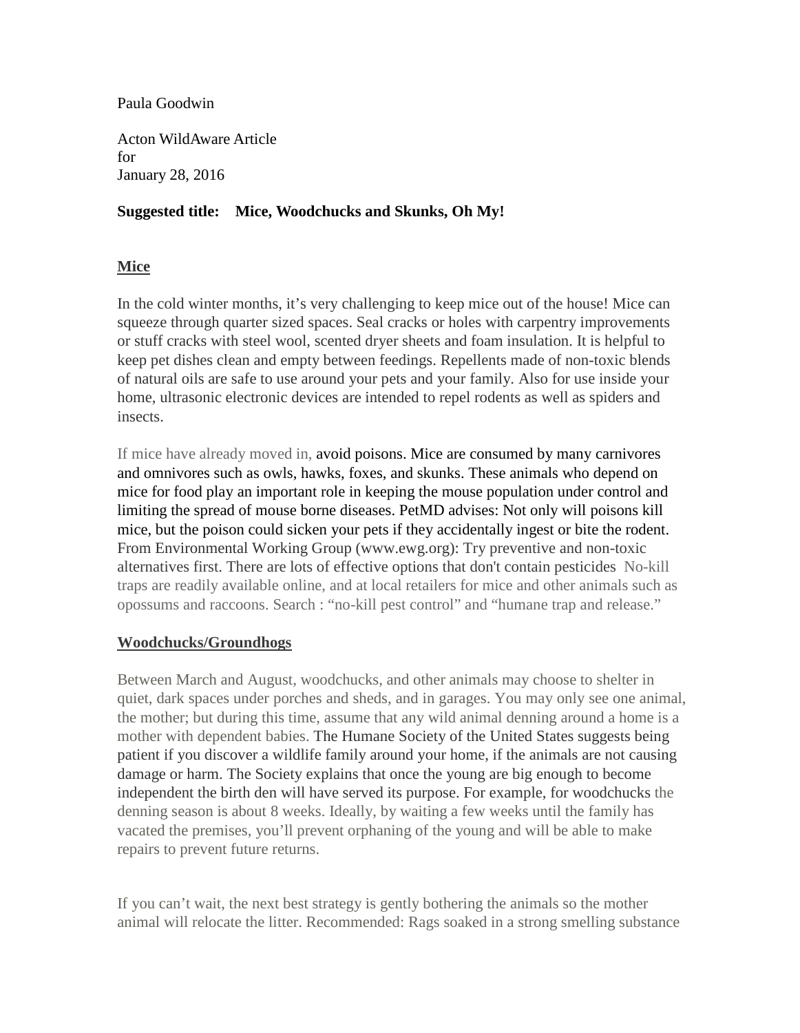Paula Goodwin

Acton WildAware Article
for
January 28, 2016

**Suggested title: Mice, Woodchucks and Skunks, Oh My!**

## Mice

In the cold winter months, it's very challenging to keep mice out of the house! Mice can squeeze through quarter sized spaces. Seal cracks or holes with carpentry improvements or stuff cracks with steel wool, scented dryer sheets and foam insulation. It is helpful to keep pet dishes clean and empty between feedings. Repellents made of non-toxic blends of natural oils are safe to use around your pets and your family. Also for use inside your home, ultrasonic electronic devices are intended to repel rodents as well as spiders and insects.

If mice have already moved in, avoid poisons. Mice are consumed by many carnivores and omnivores such as owls, hawks, foxes, and skunks. These animals who depend on mice for food play an important role in keeping the mouse population under control and limiting the spread of mouse borne diseases. PetMD advises: Not only will poisons kill mice, but the poison could sicken your pets if they accidentally ingest or bite the rodent. From Environmental Working Group (www.ewg.org): Try preventive and non-toxic alternatives first. There are lots of effective options that don't contain pesticides No-kill traps are readily available online, and at local retailers for mice and other animals such as opossums and raccoons. Search : "no-kill pest control" and "humane trap and release."

## Woodchucks/Groundhogs

Between March and August, woodchucks, and other animals may choose to shelter in quiet, dark spaces under porches and sheds, and in garages. You may only see one animal, the mother; but during this time, assume that any wild animal denning around a home is a mother with dependent babies. The Humane Society of the United States suggests being patient if you discover a wildlife family around your home, if the animals are not causing damage or harm. The Society explains that once the young are big enough to become independent the birth den will have served its purpose. For example, for woodchucks the denning season is about 8 weeks. Ideally, by waiting a few weeks until the family has vacated the premises, you'll prevent orphaning of the young and will be able to make repairs to prevent future returns.

If you can't wait, the next best strategy is gently bothering the animals so the mother animal will relocate the litter. Recommended: Rags soaked in a strong smelling substance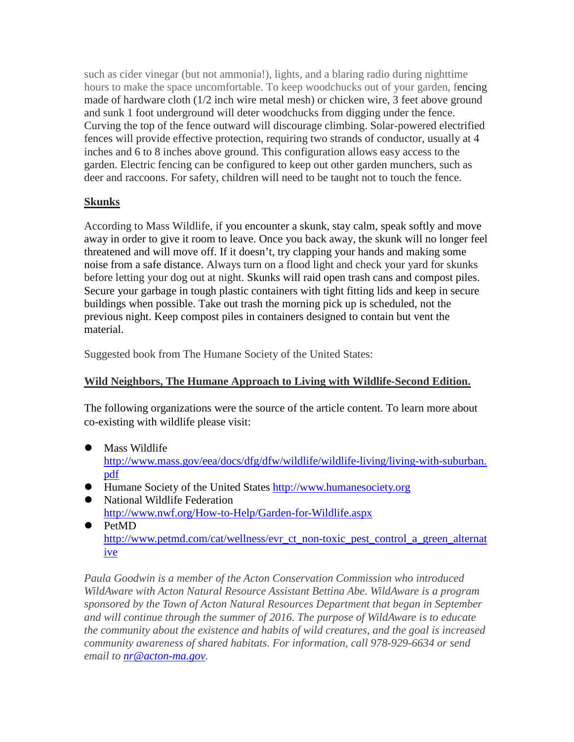such as cider vinegar (but not ammonia!), lights, and a blaring radio during nighttime hours to make the space uncomfortable. To keep woodchucks out of your garden, fencing made of hardware cloth (1/2 inch wire metal mesh) or chicken wire, 3 feet above ground and sunk 1 foot underground will deter woodchucks from digging under the fence. Curving the top of the fence outward will discourage climbing. Solar-powered electrified fences will provide effective protection, requiring two strands of conductor, usually at 4 inches and 6 to 8 inches above ground. This configuration allows easy access to the garden. Electric fencing can be configured to keep out other garden munchers, such as deer and raccoons. For safety, children will need to be taught not to touch the fence.

**Skunks**

According to Mass Wildlife, if you encounter a skunk, stay calm, speak softly and move away in order to give it room to leave. Once you back away, the skunk will no longer feel threatened and will move off. If it doesn't, try clapping your hands and making some noise from a safe distance. Always turn on a flood light and check your yard for skunks before letting your dog out at night. Skunks will raid open trash cans and compost piles. Secure your garbage in tough plastic containers with tight fitting lids and keep in secure buildings when possible. Take out trash the morning pick up is scheduled, not the previous night. Keep compost piles in containers designed to contain but vent the material.

Suggested book from The Humane Society of the United States:

**Wild Neighbors, The Humane Approach to Living with Wildlife-Second Edition.**

The following organizations were the source of the article content. To learn more about co-existing with wildlife please visit:

- Mass Wildlife http://www.mass.gov/eea/docs/dfg/dfw/wildlife/wildlife-living/living-with-suburban.pdf
- Humane Society of the United States http://www.humanesociety.org
- National Wildlife Federation http://www.nwf.org/How-to-Help/Garden-for-Wildlife.aspx
- PetMD http://www.petmd.com/cat/wellness/evr_ct_non-toxic_pest_control_a_green_alternative

*Paula Goodwin is a member of the Acton Conservation Commission who introduced WildAware with Acton Natural Resource Assistant Bettina Abe. WildAware is a program sponsored by the Town of Acton Natural Resources Department that began in September and will continue through the summer of 2016. The purpose of WildAware is to educate the community about the existence and habits of wild creatures, and the goal is increased community awareness of shared habitats. For information, call 978-929-6634 or send email to nr@acton-ma.gov.*